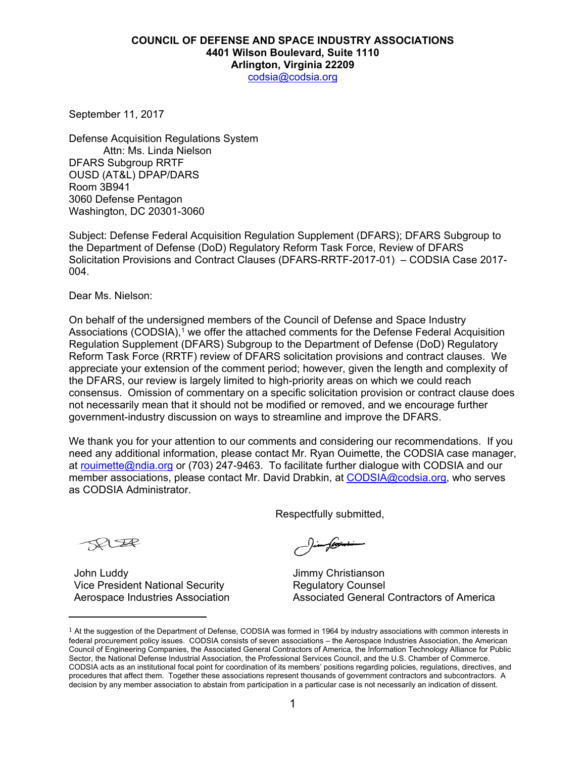**COUNCIL OF DEFENSE AND SPACE INDUSTRY ASSOCIATIONS**
**4401 Wilson Boulevard, Suite 1110**
**Arlington, Virginia 22209**
codsia@codsia.org

September 11, 2017

Defense Acquisition Regulations System
Attn: Ms. Linda Nielson
DFARS Subgroup RRTF
OUSD (AT&L) DPAP/DARS
Room 3B941
3060 Defense Pentagon
Washington, DC 20301-3060

Subject: Defense Federal Acquisition Regulation Supplement (DFARS); DFARS Subgroup to the Department of Defense (DoD) Regulatory Reform Task Force, Review of DFARS Solicitation Provisions and Contract Clauses (DFARS-RRTF-2017-01) – CODSIA Case 2017-004.

Dear Ms. Nielson:

On behalf of the undersigned members of the Council of Defense and Space Industry Associations (CODSIA),[1] we offer the attached comments for the Defense Federal Acquisition Regulation Supplement (DFARS) Subgroup to the Department of Defense (DoD) Regulatory Reform Task Force (RRTF) review of DFARS solicitation provisions and contract clauses. We appreciate your extension of the comment period; however, given the length and complexity of the DFARS, our review is largely limited to high-priority areas on which we could reach consensus. Omission of commentary on a specific solicitation provision or contract clause does not necessarily mean that it should not be modified or removed, and we encourage further government-industry discussion on ways to streamline and improve the DFARS.

We thank you for your attention to our comments and considering our recommendations. If you need any additional information, please contact Mr. Ryan Ouimette, the CODSIA case manager, at rouimette@ndia.org or (703) 247-9463. To facilitate further dialogue with CODSIA and our member associations, please contact Mr. David Drabkin, at CODSIA@codsia.org, who serves as CODSIA Administrator.

Respectfully submitted,

John Luddy
Vice President National Security
Aerospace Industries Association

Jimmy Christianson
Regulatory Counsel
Associated General Contractors of America

[1] At the suggestion of the Department of Defense, CODSIA was formed in 1964 by industry associations with common interests in federal procurement policy issues. CODSIA consists of seven associations – the Aerospace Industries Association, the American Council of Engineering Companies, the Associated General Contractors of America, the Information Technology Alliance for Public Sector, the National Defense Industrial Association, the Professional Services Council, and the U.S. Chamber of Commerce. CODSIA acts as an institutional focal point for coordination of its members' positions regarding policies, regulations, directives, and procedures that affect them. Together these associations represent thousands of government contractors and subcontractors. A decision by any member association to abstain from participation in a particular case is not necessarily an indication of dissent.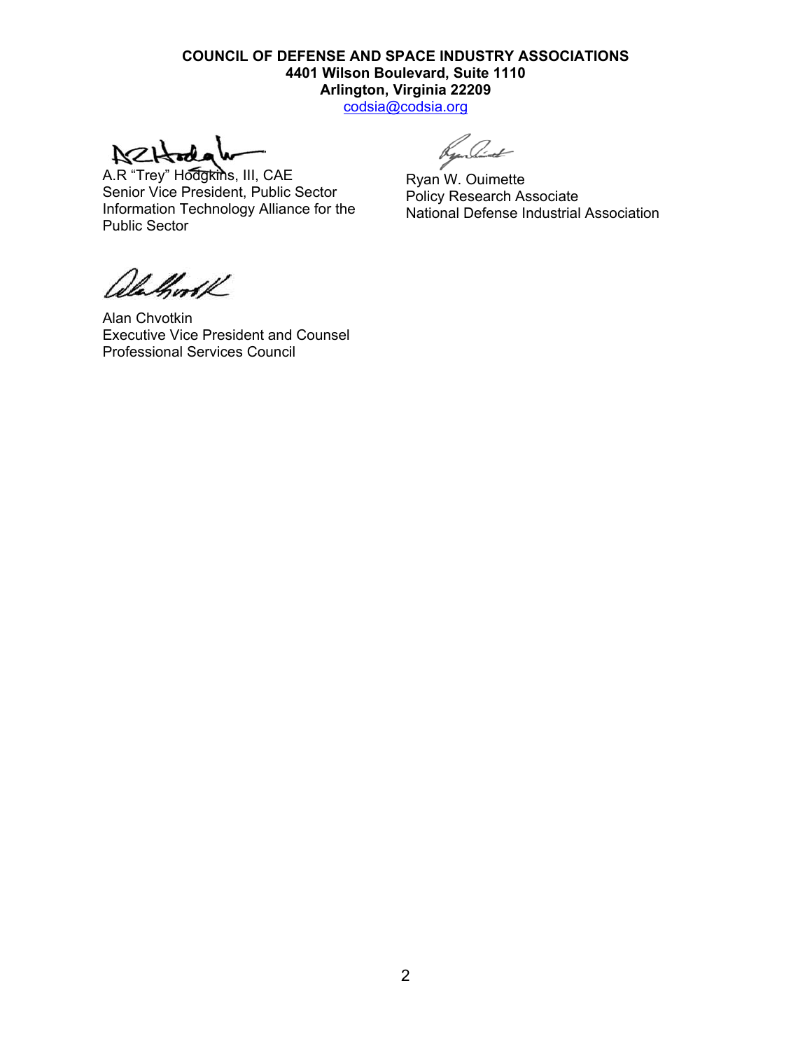**COUNCIL OF DEFENSE AND SPACE INDUSTRY ASSOCIATIONS**
**4401 Wilson Boulevard, Suite 1110**
**Arlington, Virginia 22209**
codsia@codsia.org

A.R "Trey" Hodgkins, III, CAE
Senior Vice President, Public Sector
Information Technology Alliance for the Public Sector

Ryan W. Ouimette
Policy Research Associate
National Defense Industrial Association

Alan Chvotkin
Executive Vice President and Counsel
Professional Services Council